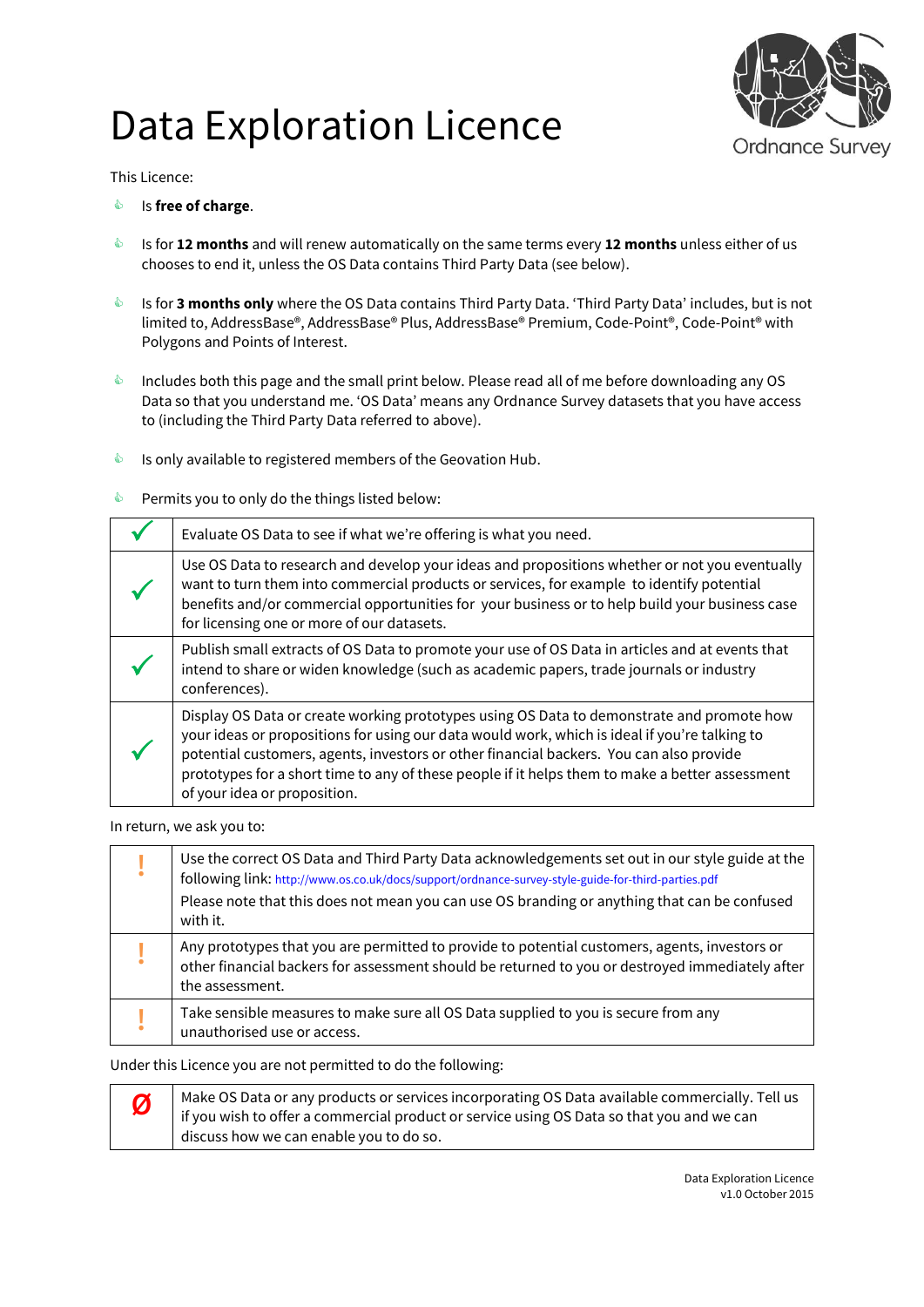# Data Exploration Licence

This Licence:

- Is **free of charge**.
- Is for **12 months** and will renew automatically on the same terms every **12 months** unless either of us chooses to end it, unless the OS Data contains Third Party Data (see below).
- Is for **3 months only** where the OS Data contains Third Party Data. 'Third Party Data' includes, but is not limited to, AddressBase®, AddressBase® Plus, AddressBase® Premium, Code-Point®, Code-Point® with Polygons and Points of Interest.
- Includes both this page and the small print below. Please read all of me before downloading any OS Data so that you understand me. 'OS Data' means any Ordnance Survey datasets that you have access to (including the Third Party Data referred to above).
- Is only available to registered members of the Geovation Hub.
- Permits you to only do the things listed below:

| | |
|---|---|
| ✓ | Evaluate OS Data to see if what we're offering is what you need. |
| ✓ | Use OS Data to research and develop your ideas and propositions whether or not you eventually want to turn them into commercial products or services, for example to identify potential benefits and/or commercial opportunities for your business or to help build your business case for licensing one or more of our datasets. |
| ✓ | Publish small extracts of OS Data to promote your use of OS Data in articles and at events that intend to share or widen knowledge (such as academic papers, trade journals or industry conferences). |
| ✓ | Display OS Data or create working prototypes using OS Data to demonstrate and promote how your ideas or propositions for using our data would work, which is ideal if you're talking to potential customers, agents, investors or other financial backers. You can also provide prototypes for a short time to any of these people if it helps them to make a better assessment of your idea or proposition. |

In return, we ask you to:

| | |
|---|---|
| ! | Use the correct OS Data and Third Party Data acknowledgements set out in our style guide at the following link: http://www.os.co.uk/docs/support/ordnance-survey-style-guide-for-third-parties.pdf<br>Please note that this does not mean you can use OS branding or anything that can be confused with it. |
| ! | Any prototypes that you are permitted to provide to potential customers, agents, investors or other financial backers for assessment should be returned to you or destroyed immediately after the assessment. |
| ! | Take sensible measures to make sure all OS Data supplied to you is secure from any unauthorised use or access. |

Under this Licence you are not permitted to do the following:

| | |
|---|---|
| Ø | Make OS Data or any products or services incorporating OS Data available commercially. Tell us if you wish to offer a commercial product or service using OS Data so that you and we can discuss how we can enable you to do so. |

Data Exploration Licence
v1.0 October 2015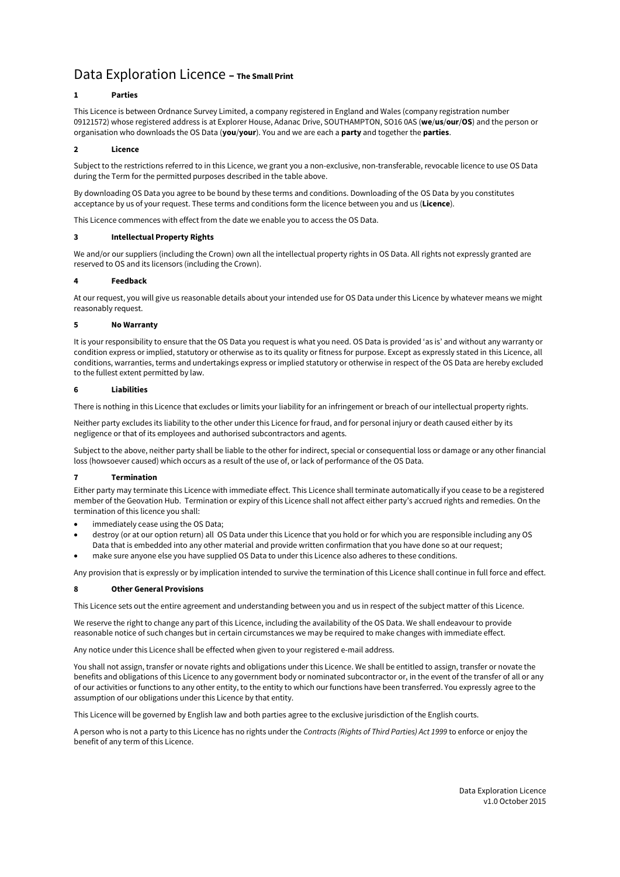# Data Exploration Licence – The Small Print

## 1 Parties

This Licence is between Ordnance Survey Limited, a company registered in England and Wales (company registration number 09121572) whose registered address is at Explorer House, Adanac Drive, SOUTHAMPTON, SO16 0AS (**we**/**us**/**our**/**OS**) and the person or organisation who downloads the OS Data (**you**/**your**). You and we are each a **party** and together the **parties**.

## 2 Licence

Subject to the restrictions referred to in this Licence, we grant you a non-exclusive, non-transferable, revocable licence to use OS Data during the Term for the permitted purposes described in the table above.

By downloading OS Data you agree to be bound by these terms and conditions. Downloading of the OS Data by you constitutes acceptance by us of your request. These terms and conditions form the licence between you and us (**Licence**).

This Licence commences with effect from the date we enable you to access the OS Data.

## 3 Intellectual Property Rights

We and/or our suppliers (including the Crown) own all the intellectual property rights in OS Data. All rights not expressly granted are reserved to OS and its licensors (including the Crown).

## 4 Feedback

At our request, you will give us reasonable details about your intended use for OS Data under this Licence by whatever means we might reasonably request.

## 5 No Warranty

It is your responsibility to ensure that the OS Data you request is what you need. OS Data is provided 'as is' and without any warranty or condition express or implied, statutory or otherwise as to its quality or fitness for purpose. Except as expressly stated in this Licence, all conditions, warranties, terms and undertakings express or implied statutory or otherwise in respect of the OS Data are hereby excluded to the fullest extent permitted by law.

## 6 Liabilities

There is nothing in this Licence that excludes or limits your liability for an infringement or breach of our intellectual property rights.

Neither party excludes its liability to the other under this Licence for fraud, and for personal injury or death caused either by its negligence or that of its employees and authorised subcontractors and agents.

Subject to the above, neither party shall be liable to the other for indirect, special or consequential loss or damage or any other financial loss (howsoever caused) which occurs as a result of the use of, or lack of performance of the OS Data.

## 7 Termination

Either party may terminate this Licence with immediate effect. This Licence shall terminate automatically if you cease to be a registered member of the Geovation Hub. Termination or expiry of this Licence shall not affect either party's accrued rights and remedies. On the termination of this licence you shall:

- immediately cease using the OS Data;
- destroy (or at our option return) all OS Data under this Licence that you hold or for which you are responsible including any OS Data that is embedded into any other material and provide written confirmation that you have done so at our request;
- make sure anyone else you have supplied OS Data to under this Licence also adheres to these conditions.

Any provision that is expressly or by implication intended to survive the termination of this Licence shall continue in full force and effect.

## 8 Other General Provisions

This Licence sets out the entire agreement and understanding between you and us in respect of the subject matter of this Licence.

We reserve the right to change any part of this Licence, including the availability of the OS Data. We shall endeavour to provide reasonable notice of such changes but in certain circumstances we may be required to make changes with immediate effect.

Any notice under this Licence shall be effected when given to your registered e-mail address.

You shall not assign, transfer or novate rights and obligations under this Licence. We shall be entitled to assign, transfer or novate the benefits and obligations of this Licence to any government body or nominated subcontractor or, in the event of the transfer of all or any of our activities or functions to any other entity, to the entity to which our functions have been transferred. You expressly agree to the assumption of our obligations under this Licence by that entity.

This Licence will be governed by English law and both parties agree to the exclusive jurisdiction of the English courts.

A person who is not a party to this Licence has no rights under the *Contracts (Rights of Third Parties) Act 1999* to enforce or enjoy the benefit of any term of this Licence.

Data Exploration Licence
v1.0 October 2015